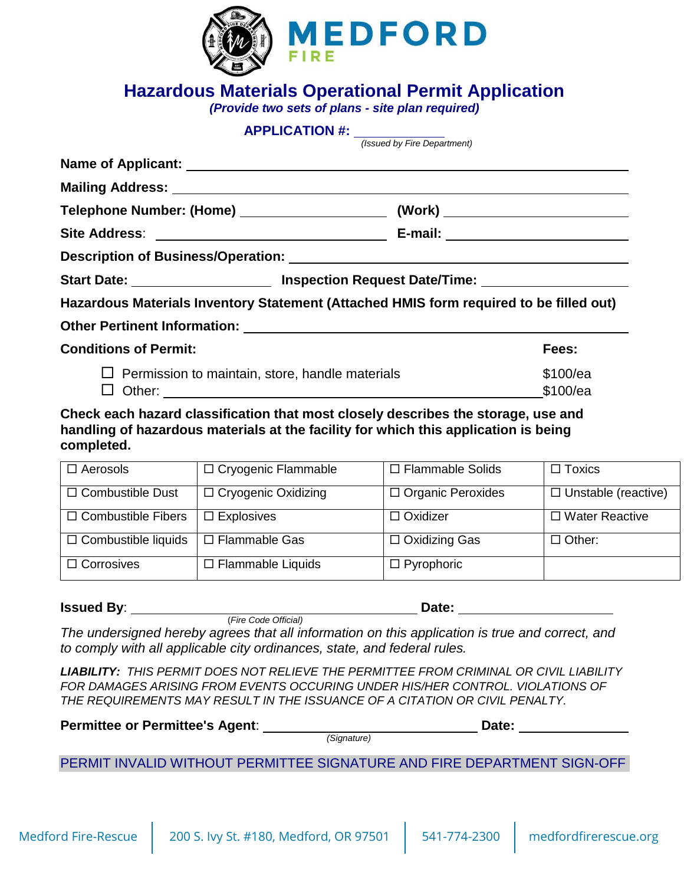# MEDFORD FIRE

## Hazardous Materials Operational Permit Application

***(Provide two sets of plans - site plan required)***

**APPLICATION #:** ____________
*(Issued by Fire Department)*

**Name of Applicant:** ______________________________

**Mailing Address:** ______________________________

**Telephone Number: (Home)** ________________ **(Work)** ________________

**Site Address**: ________________ **E-mail:** ________________

**Description of Business/Operation:** ______________________________

**Start Date:** ________________ **Inspection Request Date/Time:** ________________

**Hazardous Materials Inventory Statement (Attached HMIS form required to be filled out)**

**Other Pertinent Information:** ______________________________

| **Conditions of Permit:** | **Fees:** |
|---|---|
| ☐ Permission to maintain, store, handle materials | $100/ea |
| ☐ Other: ______________________________ | $100/ea |

**Check each hazard classification that most closely describes the storage, use and handling of hazardous materials at the facility for which this application is being completed.**

| | | | |
|---|---|---|---|
| ☐ Aerosols | ☐ Cryogenic Flammable | ☐ Flammable Solids | ☐ Toxics |
| ☐ Combustible Dust | ☐ Cryogenic Oxidizing | ☐ Organic Peroxides | ☐ Unstable (reactive) |
| ☐ Combustible Fibers | ☐ Explosives | ☐ Oxidizer | ☐ Water Reactive |
| ☐ Combustible liquids | ☐ Flammable Gas | ☐ Oxidizing Gas | ☐ Other: |
| ☐ Corrosives | ☐ Flammable Liquids | ☐ Pyrophoric | |

**Issued By**: ______________________________ **Date:** ________________
(*Fire Code Official)*

*The undersigned hereby agrees that all information on this application is true and correct, and to comply with all applicable city ordinances, state, and federal rules.*

***LIABILITY:*** *THIS PERMIT DOES NOT RELIEVE THE PERMITTEE FROM CRIMINAL OR CIVIL LIABILITY FOR DAMAGES ARISING FROM EVENTS OCCURING UNDER HIS/HER CONTROL. VIOLATIONS OF THE REQUIREMENTS MAY RESULT IN THE ISSUANCE OF A CITATION OR CIVIL PENALTY.*

**Permittee or Permittee's Agent**: ______________________________ **Date:** ________________
*(Signature)*

PERMIT INVALID WITHOUT PERMITTEE SIGNATURE AND FIRE DEPARTMENT SIGN-OFF

Medford Fire-Rescue | 200 S. Ivy St. #180, Medford, OR 97501 | 541-774-2300 | medfordfirerescue.org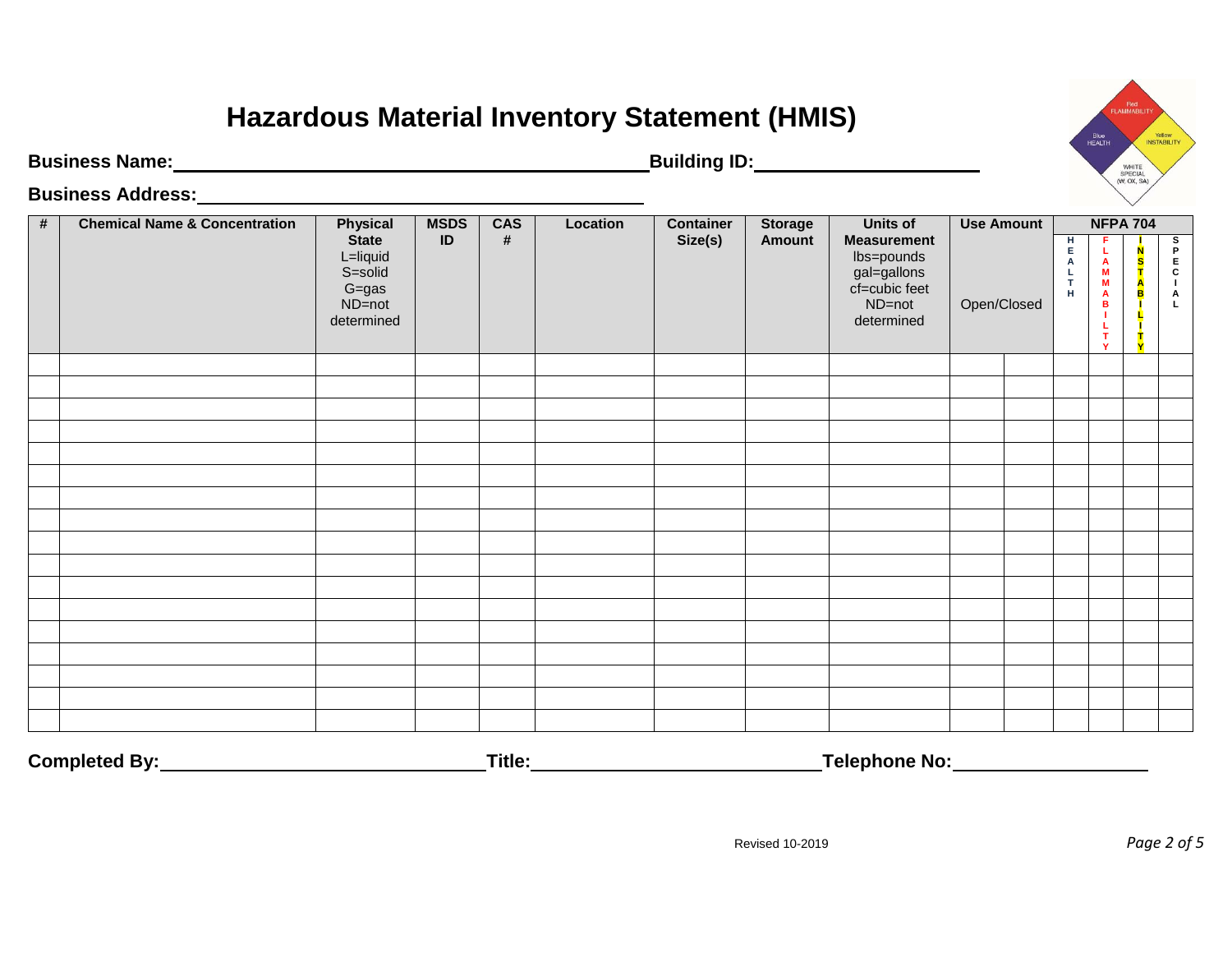# Hazardous Material Inventory Statement (HMIS)

**Business Name:**\_\_\_\_\_\_\_\_\_\_\_\_\_\_\_\_\_\_\_\_\_\_\_\_\_\_\_\_\_\_\_\_\_\_\_\_\_\_\_\_\_\_\_\_ **Building ID:**\_\_\_\_\_\_\_\_\_\_\_\_\_\_\_\_\_\_\_\_\_\_

**Business Address:**\_\_\_\_\_\_\_\_\_\_\_\_\_\_\_\_\_\_\_\_\_\_\_\_\_\_\_\_\_\_\_\_\_\_\_\_\_\_\_\_\_\_\_\_

| # | Chemical Name & Concentration | Physical State L=liquid S=solid G=gas ND=not determined | MSDS ID | CAS # | Location | Container Size(s) | Storage Amount | Units of Measurement lbs=pounds gal=gallons cf=cubic feet ND=not determined | Use Amount Open/Closed | | NFPA 704 | | | |
|---|---|---|---|---|---|---|---|---|---|---|---|---|---|---|
| | | | | | | | | | | | HEALTH | FLAMMABILITY | INSTABILITY | SPECIAL |
| | | | | | | | | | | | | | | |
| | | | | | | | | | | | | | | |
| | | | | | | | | | | | | | | |
| | | | | | | | | | | | | | | |
| | | | | | | | | | | | | | | |
| | | | | | | | | | | | | | | |
| | | | | | | | | | | | | | | |
| | | | | | | | | | | | | | | |
| | | | | | | | | | | | | | | |
| | | | | | | | | | | | | | | |
| | | | | | | | | | | | | | | |
| | | | | | | | | | | | | | | |
| | | | | | | | | | | | | | | |
| | | | | | | | | | | | | | | |
| | | | | | | | | | | | | | | |
| | | | | | | | | | | | | | | |
| | | | | | | | | | | | | | | |

**Completed By:**\_\_\_\_\_\_\_\_\_\_\_\_\_\_\_\_\_\_\_\_\_\_\_\_\_\_\_\_\_\_ **Title:**\_\_\_\_\_\_\_\_\_\_\_\_\_\_\_\_\_\_\_\_\_\_\_\_\_\_\_\_ **Telephone No:**\_\_\_\_\_\_\_\_\_\_\_\_\_\_\_\_\_\_\_\_

Revised 10-2019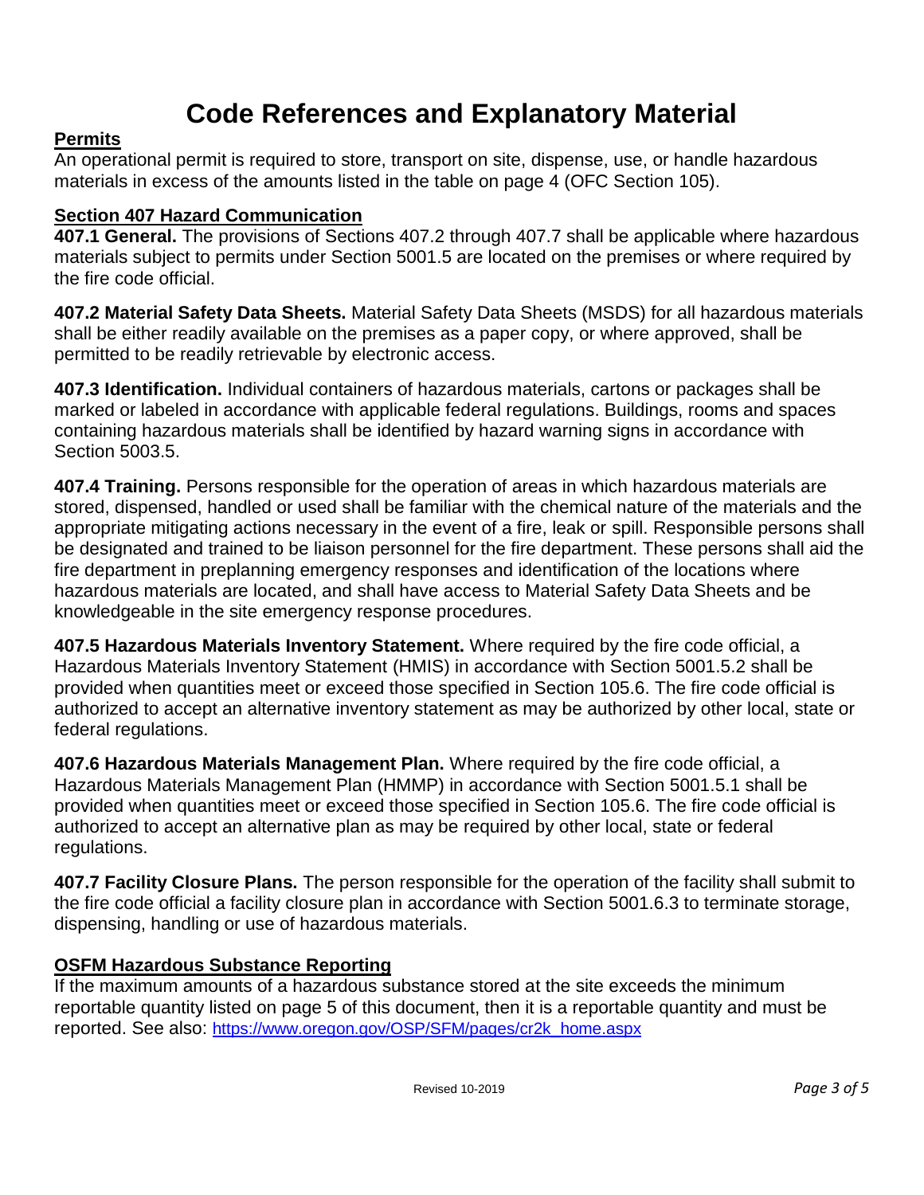# Code References and Explanatory Material

## Permits

An operational permit is required to store, transport on site, dispense, use, or handle hazardous materials in excess of the amounts listed in the table on page 4 (OFC Section 105).

## Section 407 Hazard Communication

**407.1 General.** The provisions of Sections 407.2 through 407.7 shall be applicable where hazardous materials subject to permits under Section 5001.5 are located on the premises or where required by the fire code official.

**407.2 Material Safety Data Sheets.** Material Safety Data Sheets (MSDS) for all hazardous materials shall be either readily available on the premises as a paper copy, or where approved, shall be permitted to be readily retrievable by electronic access.

**407.3 Identification.** Individual containers of hazardous materials, cartons or packages shall be marked or labeled in accordance with applicable federal regulations. Buildings, rooms and spaces containing hazardous materials shall be identified by hazard warning signs in accordance with Section 5003.5.

**407.4 Training.** Persons responsible for the operation of areas in which hazardous materials are stored, dispensed, handled or used shall be familiar with the chemical nature of the materials and the appropriate mitigating actions necessary in the event of a fire, leak or spill. Responsible persons shall be designated and trained to be liaison personnel for the fire department. These persons shall aid the fire department in preplanning emergency responses and identification of the locations where hazardous materials are located, and shall have access to Material Safety Data Sheets and be knowledgeable in the site emergency response procedures.

**407.5 Hazardous Materials Inventory Statement.** Where required by the fire code official, a Hazardous Materials Inventory Statement (HMIS) in accordance with Section 5001.5.2 shall be provided when quantities meet or exceed those specified in Section 105.6. The fire code official is authorized to accept an alternative inventory statement as may be authorized by other local, state or federal regulations.

**407.6 Hazardous Materials Management Plan.** Where required by the fire code official, a Hazardous Materials Management Plan (HMMP) in accordance with Section 5001.5.1 shall be provided when quantities meet or exceed those specified in Section 105.6. The fire code official is authorized to accept an alternative plan as may be required by other local, state or federal regulations.

**407.7 Facility Closure Plans.** The person responsible for the operation of the facility shall submit to the fire code official a facility closure plan in accordance with Section 5001.6.3 to terminate storage, dispensing, handling or use of hazardous materials.

## OSFM Hazardous Substance Reporting

If the maximum amounts of a hazardous substance stored at the site exceeds the minimum reportable quantity listed on page 5 of this document, then it is a reportable quantity and must be reported. See also: https://www.oregon.gov/OSP/SFM/pages/cr2k_home.aspx

Revised 10-2019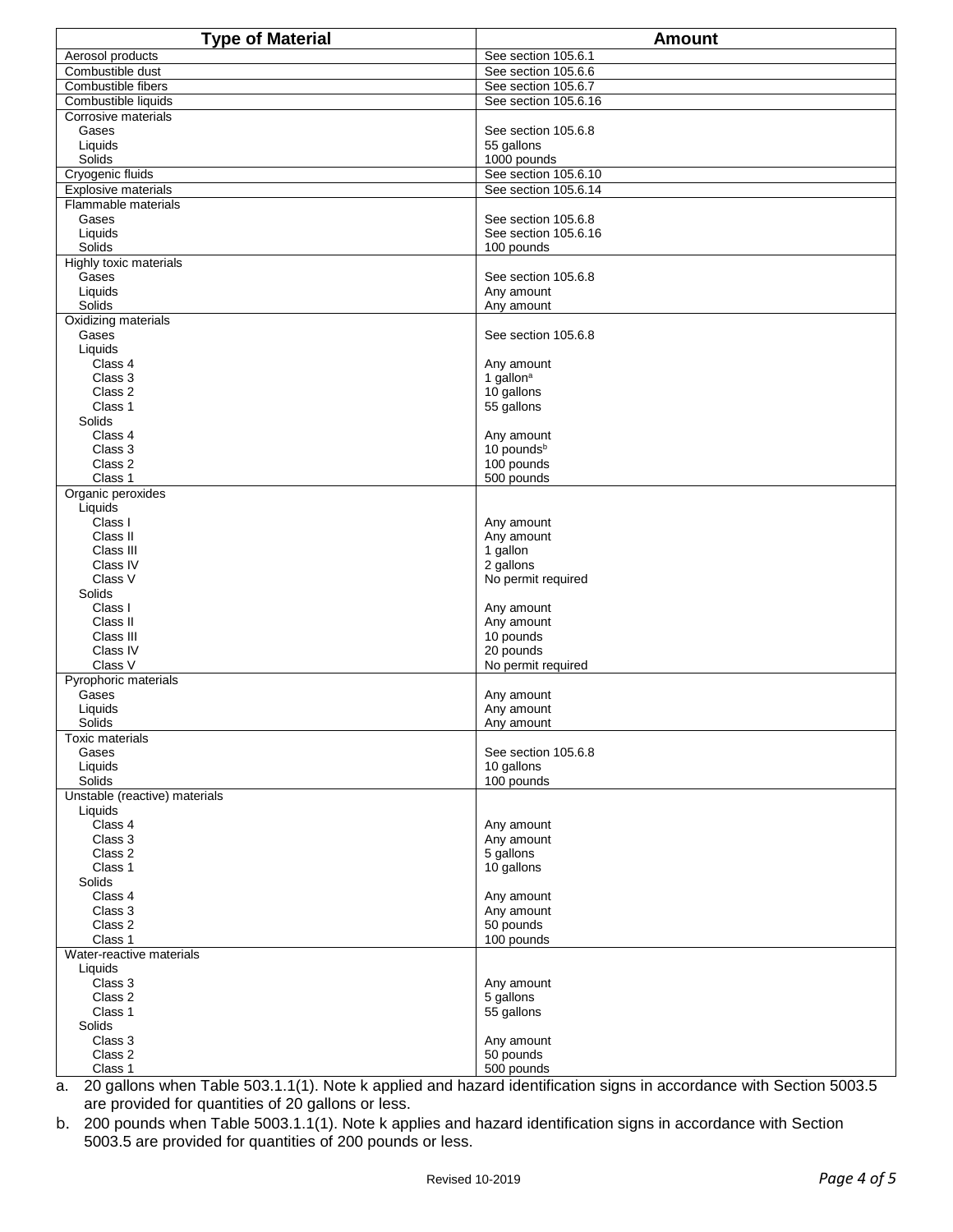| Type of Material | Amount |
| --- | --- |
| Aerosol products | See section 105.6.1 |
| Combustible dust | See section 105.6.6 |
| Combustible fibers | See section 105.6.7 |
| Combustible liquids | See section 105.6.16 |
| Corrosive materials | |
| Gases | See section 105.6.8 |
| Liquids | 55 gallons |
| Solids | 1000 pounds |
| Cryogenic fluids | See section 105.6.10 |
| Explosive materials | See section 105.6.14 |
| Flammable materials | |
| Gases | See section 105.6.8 |
| Liquids | See section 105.6.16 |
| Solids | 100 pounds |
| Highly toxic materials | |
| Gases | See section 105.6.8 |
| Liquids | Any amount |
| Solids | Any amount |
| Oxidizing materials | |
| Gases | See section 105.6.8 |
| Liquids | |
| Class 4 | Any amount |
| Class 3 | 1 gallon[a] |
| Class 2 | 10 gallons |
| Class 1 | 55 gallons |
| Solids | |
| Class 4 | Any amount |
| Class 3 | 10 pounds[b] |
| Class 2 | 100 pounds |
| Class 1 | 500 pounds |
| Organic peroxides | |
| Liquids | |
| Class I | Any amount |
| Class II | Any amount |
| Class III | 1 gallon |
| Class IV | 2 gallons |
| Class V | No permit required |
| Solids | |
| Class I | Any amount |
| Class II | Any amount |
| Class III | 10 pounds |
| Class IV | 20 pounds |
| Class V | No permit required |
| Pyrophoric materials | |
| Gases | Any amount |
| Liquids | Any amount |
| Solids | Any amount |
| Toxic materials | |
| Gases | See section 105.6.8 |
| Liquids | 10 gallons |
| Solids | 100 pounds |
| Unstable (reactive) materials | |
| Liquids | |
| Class 4 | Any amount |
| Class 3 | Any amount |
| Class 2 | 5 gallons |
| Class 1 | 10 gallons |
| Solids | |
| Class 4 | Any amount |
| Class 3 | Any amount |
| Class 2 | 50 pounds |
| Class 1 | 100 pounds |
| Water-reactive materials | |
| Liquids | |
| Class 3 | Any amount |
| Class 2 | 5 gallons |
| Class 1 | 55 gallons |
| Solids | |
| Class 3 | Any amount |
| Class 2 | 50 pounds |
| Class 1 | 500 pounds |

a. 20 gallons when Table 503.1.1(1). Note k applied and hazard identification signs in accordance with Section 5003.5 are provided for quantities of 20 gallons or less.

b. 200 pounds when Table 5003.1.1(1). Note k applies and hazard identification signs in accordance with Section 5003.5 are provided for quantities of 200 pounds or less.

Revised 10-2019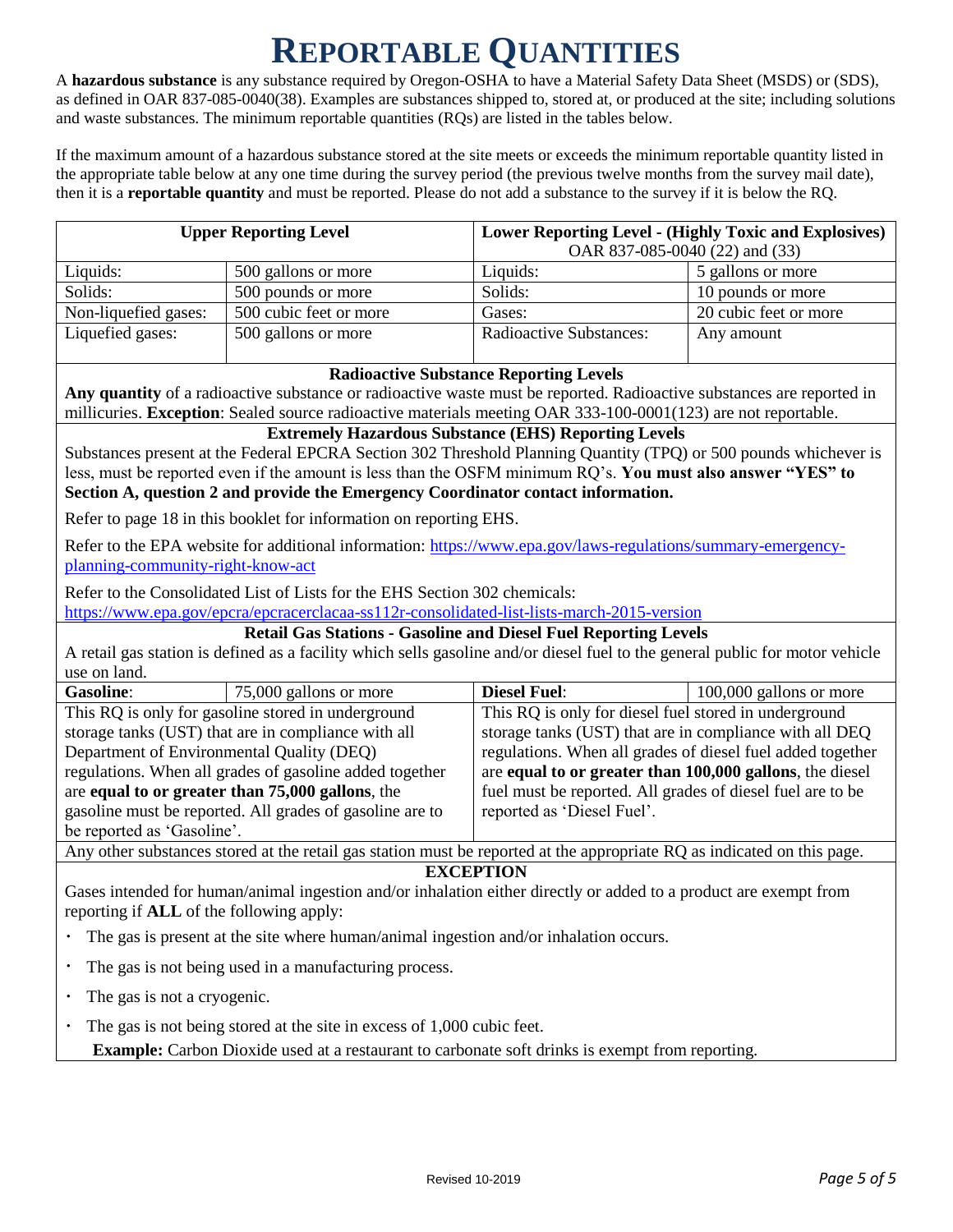# REPORTABLE QUANTITIES

A **hazardous substance** is any substance required by Oregon-OSHA to have a Material Safety Data Sheet (MSDS) or (SDS), as defined in OAR 837-085-0040(38). Examples are substances shipped to, stored at, or produced at the site; including solutions and waste substances. The minimum reportable quantities (RQs) are listed in the tables below.

If the maximum amount of a hazardous substance stored at the site meets or exceeds the minimum reportable quantity listed in the appropriate table below at any one time during the survey period (the previous twelve months from the survey mail date), then it is a **reportable quantity** and must be reported. Please do not add a substance to the survey if it is below the RQ.

| **Upper Reporting Level** | | **Lower Reporting Level - (Highly Toxic and Explosives)** OAR 837-085-0040 (22) and (33) | |
|---|---|---|---|
| Liquids: | 500 gallons or more | Liquids: | 5 gallons or more |
| Solids: | 500 pounds or more | Solids: | 10 pounds or more |
| Non-liquefied gases: | 500 cubic feet or more | Gases: | 20 cubic feet or more |
| Liquefied gases: | 500 gallons or more | Radioactive Substances: | Any amount |

### Radioactive Substance Reporting Levels

**Any quantity** of a radioactive substance or radioactive waste must be reported. Radioactive substances are reported in millicuries. **Exception**: Sealed source radioactive materials meeting OAR 333-100-0001(123) are not reportable.

### Extremely Hazardous Substance (EHS) Reporting Levels

Substances present at the Federal EPCRA Section 302 Threshold Planning Quantity (TPQ) or 500 pounds whichever is less, must be reported even if the amount is less than the OSFM minimum RQ's. **You must also answer "YES" to Section A, question 2 and provide the Emergency Coordinator contact information.**

Refer to page 18 in this booklet for information on reporting EHS.

Refer to the EPA website for additional information: https://www.epa.gov/laws-regulations/summary-emergency-planning-community-right-know-act

Refer to the Consolidated List of Lists for the EHS Section 302 chemicals: https://www.epa.gov/epcra/epcracerclacaa-ss112r-consolidated-list-lists-march-2015-version

### Retail Gas Stations - Gasoline and Diesel Fuel Reporting Levels

A retail gas station is defined as a facility which sells gasoline and/or diesel fuel to the general public for motor vehicle use on land.

| **Gasoline**: | 75,000 gallons or more | **Diesel Fuel**: | 100,000 gallons or more |
|---|---|---|---|
| This RQ is only for gasoline stored in underground storage tanks (UST) that are in compliance with all Department of Environmental Quality (DEQ) regulations. When all grades of gasoline added together are **equal to or greater than 75,000 gallons**, the gasoline must be reported. All grades of gasoline are to be reported as 'Gasoline'. | | This RQ is only for diesel fuel stored in underground storage tanks (UST) that are in compliance with all DEQ regulations. When all grades of diesel fuel added together are **equal to or greater than 100,000 gallons**, the diesel fuel must be reported. All grades of diesel fuel are to be reported as 'Diesel Fuel'. | |

Any other substances stored at the retail gas station must be reported at the appropriate RQ as indicated on this page.

### EXCEPTION

Gases intended for human/animal ingestion and/or inhalation either directly or added to a product are exempt from reporting if **ALL** of the following apply:

- The gas is present at the site where human/animal ingestion and/or inhalation occurs.
- The gas is not being used in a manufacturing process.
- The gas is not a cryogenic.
- The gas is not being stored at the site in excess of 1,000 cubic feet.

**Example:** Carbon Dioxide used at a restaurant to carbonate soft drinks is exempt from reporting.